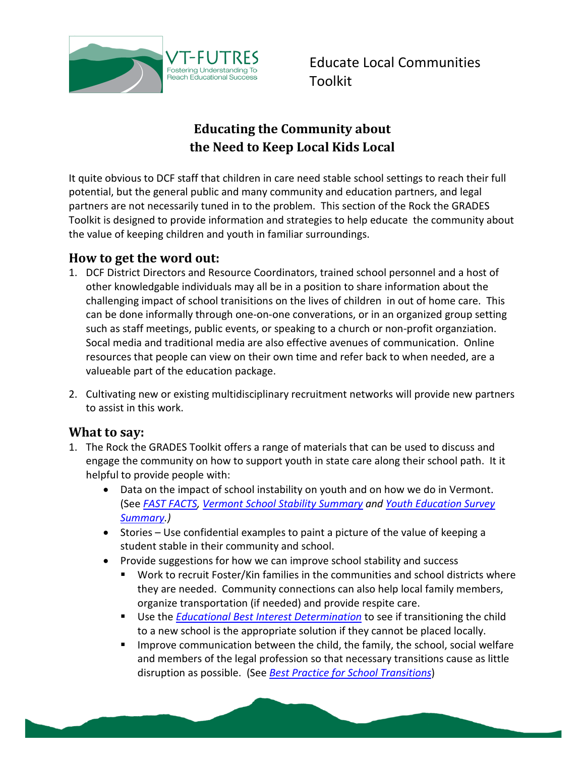VT-FUTRES
Fostering Understanding To Reach Educational Success

Educate Local Communities Toolkit

# Educating the Community about the Need to Keep Local Kids Local

It quite obvious to DCF staff that children in care need stable school settings to reach their full potential, but the general public and many community and education partners, and legal partners are not necessarily tuned in to the problem. This section of the Rock the GRADES Toolkit is designed to provide information and strategies to help educate the community about the value of keeping children and youth in familiar surroundings.

## How to get the word out:

1. DCF District Directors and Resource Coordinators, trained school personnel and a host of other knowledgable individuals may all be in a position to share information about the challenging impact of school tranisitions on the lives of children in out of home care. This can be done informally through one-on-one converations, or in an organized group setting such as staff meetings, public events, or speaking to a church or non-profit organziation. Socal media and traditional media are also effective avenues of communication. Online resources that people can view on their own time and refer back to when needed, are a valueable part of the education package.

2. Cultivating new or existing multidisciplinary recruitment networks will provide new partners to assist in this work.

## What to say:

1. The Rock the GRADES Toolkit offers a range of materials that can be used to discuss and engage the community on how to support youth in state care along their school path. It it helpful to provide people with:
   - Data on the impact of school instability on youth and on how we do in Vermont. (See *FAST FACTS*, *Vermont School Stability Summary* *and* *Youth Education Survey Summary*.)
   - Stories – Use confidential examples to paint a picture of the value of keeping a student stable in their community and school.
   - Provide suggestions for how we can improve school stability and success
     - Work to recruit Foster/Kin families in the communities and school districts where they are needed. Community connections can also help local family members, organize transportation (if needed) and provide respite care.
     - Use the *Educational Best Interest Determination* to see if transitioning the child to a new school is the appropriate solution if they cannot be placed locally.
     - Improve communication between the child, the family, the school, social welfare and members of the legal profession so that necessary transitions cause as little disruption as possible. (See *Best Practice for School Transitions*)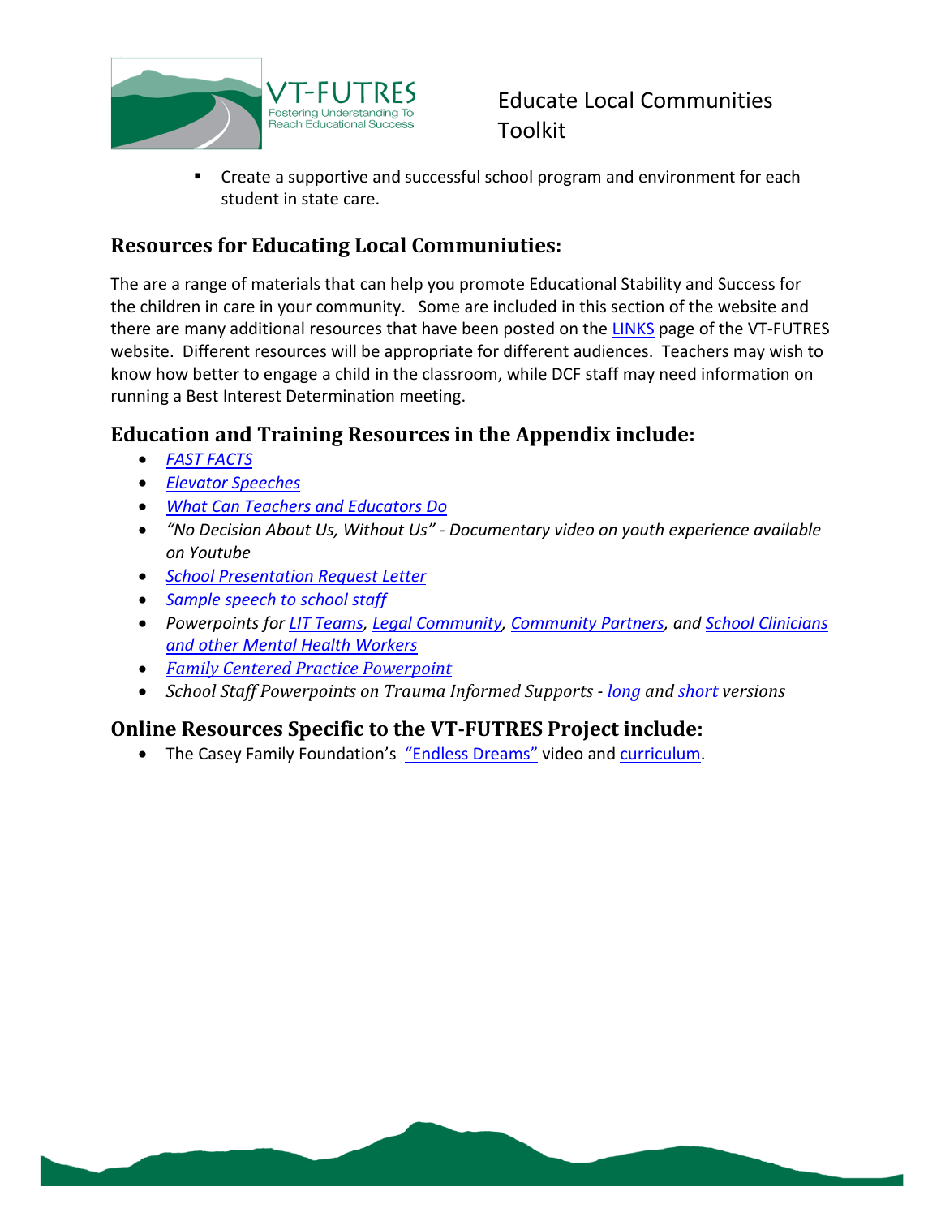Educate Local Communities Toolkit

- Create a supportive and successful school program and environment for each student in state care.

## Resources for Educating Local Communiuties:

The are a range of materials that can help you promote Educational Stability and Success for the children in care in your community. Some are included in this section of the website and there are many additional resources that have been posted on the LINKS page of the VT-FUTRES website. Different resources will be appropriate for different audiences. Teachers may wish to know how better to engage a child in the classroom, while DCF staff may need information on running a Best Interest Determination meeting.

## Education and Training Resources in the Appendix include:

- *FAST FACTS*
- *Elevator Speeches*
- *What Can Teachers and Educators Do*
- *"No Decision About Us, Without Us" - Documentary video on youth experience available on Youtube*
- *School Presentation Request Letter*
- *Sample speech to school staff*
- *Powerpoints for LIT Teams, Legal Community, Community Partners, and School Clinicians and other Mental Health Workers*
- *Family Centered Practice Powerpoint*
- *School Staff Powerpoints on Trauma Informed Supports - long and short versions*

## Online Resources Specific to the VT-FUTRES Project include:

- The Casey Family Foundation's "Endless Dreams" video and curriculum.